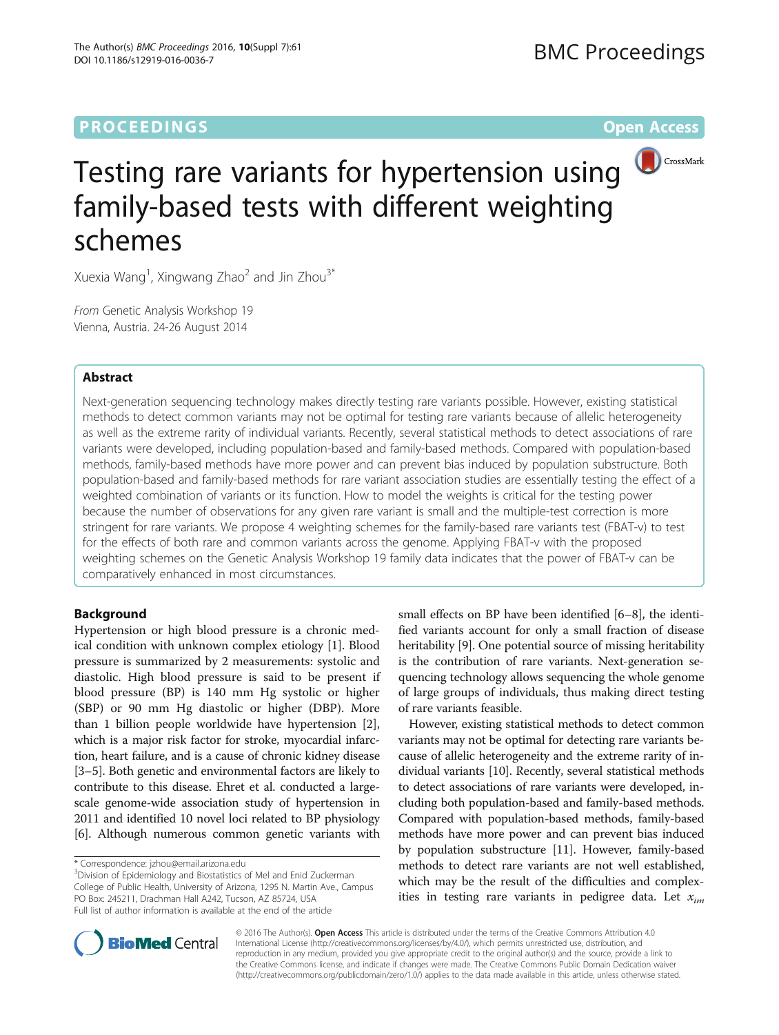# Testing rare variants for hypertension using family-based tests with different weighting schemes

Xuexia Wang[1], Xingwang Zhao[2] and Jin Zhou[3*]

*From* Genetic Analysis Workshop 19
Vienna, Austria. 24-26 August 2014

## Abstract

Next-generation sequencing technology makes directly testing rare variants possible. However, existing statistical methods to detect common variants may not be optimal for testing rare variants because of allelic heterogeneity as well as the extreme rarity of individual variants. Recently, several statistical methods to detect associations of rare variants were developed, including population-based and family-based methods. Compared with population-based methods, family-based methods have more power and can prevent bias induced by population substructure. Both population-based and family-based methods for rare variant association studies are essentially testing the effect of a weighted combination of variants or its function. How to model the weights is critical for the testing power because the number of observations for any given rare variant is small and the multiple-test correction is more stringent for rare variants. We propose 4 weighting schemes for the family-based rare variants test (FBAT-v) to test for the effects of both rare and common variants across the genome. Applying FBAT-v with the proposed weighting schemes on the Genetic Analysis Workshop 19 family data indicates that the power of FBAT-v can be comparatively enhanced in most circumstances.

## Background

Hypertension or high blood pressure is a chronic medical condition with unknown complex etiology [1]. Blood pressure is summarized by 2 measurements: systolic and diastolic. High blood pressure is said to be present if blood pressure (BP) is 140 mm Hg systolic or higher (SBP) or 90 mm Hg diastolic or higher (DBP). More than 1 billion people worldwide have hypertension [2], which is a major risk factor for stroke, myocardial infarction, heart failure, and is a cause of chronic kidney disease [3–5]. Both genetic and environmental factors are likely to contribute to this disease. Ehret et al. conducted a large-scale genome-wide association study of hypertension in 2011 and identified 10 novel loci related to BP physiology [6]. Although numerous common genetic variants with small effects on BP have been identified [6–8], the identified variants account for only a small fraction of disease heritability [9]. One potential source of missing heritability is the contribution of rare variants. Next-generation sequencing technology allows sequencing the whole genome of large groups of individuals, thus making direct testing of rare variants feasible.

However, existing statistical methods to detect common variants may not be optimal for detecting rare variants because of allelic heterogeneity and the extreme rarity of individual variants [10]. Recently, several statistical methods to detect associations of rare variants were developed, including both population-based and family-based methods. Compared with population-based methods, family-based methods have more power and can prevent bias induced by population substructure [11]. However, family-based methods to detect rare variants are not well established, which may be the result of the difficulties and complexities in testing rare variants in pedigree data. Let $x_{im}$

\* Correspondence: jzhou@email.arizona.edu
[3]Division of Epidemiology and Biostatistics of Mel and Enid Zuckerman College of Public Health, University of Arizona, 1295 N. Martin Ave., Campus PO Box: 245211, Drachman Hall A242, Tucson, AZ 85724, USA
Full list of author information is available at the end of the article

© 2016 The Author(s). **Open Access** This article is distributed under the terms of the Creative Commons Attribution 4.0 International License (http://creativecommons.org/licenses/by/4.0/), which permits unrestricted use, distribution, and reproduction in any medium, provided you give appropriate credit to the original author(s) and the source, provide a link to the Creative Commons license, and indicate if changes were made. The Creative Commons Public Domain Dedication waiver (http://creativecommons.org/publicdomain/zero/1.0/) applies to the data made available in this article, unless otherwise stated.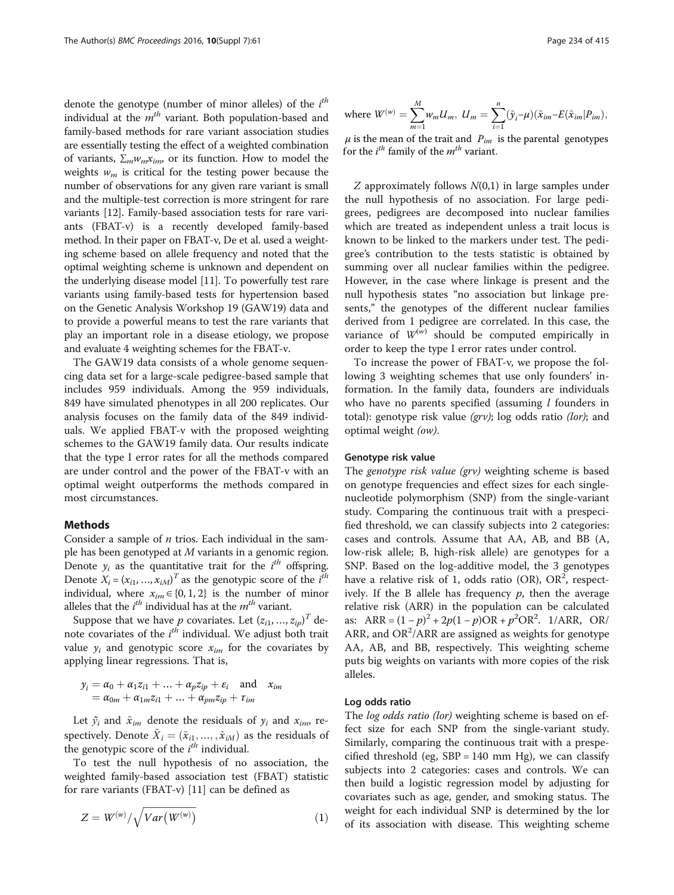denote the genotype (number of minor alleles) of the $i^{th}$ individual at the $m^{th}$ variant. Both population-based and family-based methods for rare variant association studies are essentially testing the effect of a weighted combination of variants, $\sum_m w_m x_{im}$, or its function. How to model the weights $w_m$ is critical for the testing power because the number of observations for any given rare variant is small and the multiple-test correction is more stringent for rare variants [12]. Family-based association tests for rare variants (FBAT-v) is a recently developed family-based method. In their paper on FBAT-v, De et al. used a weighting scheme based on allele frequency and noted that the optimal weighting scheme is unknown and dependent on the underlying disease model [11]. To powerfully test rare variants using family-based tests for hypertension based on the Genetic Analysis Workshop 19 (GAW19) data and to provide a powerful means to test the rare variants that play an important role in a disease etiology, we propose and evaluate 4 weighting schemes for the FBAT-v.

The GAW19 data consists of a whole genome sequencing data set for a large-scale pedigree-based sample that includes 959 individuals. Among the 959 individuals, 849 have simulated phenotypes in all 200 replicates. Our analysis focuses on the family data of the 849 individuals. We applied FBAT-v with the proposed weighting schemes to the GAW19 family data. Our results indicate that the type I error rates for all the methods compared are under control and the power of the FBAT-v with an optimal weight outperforms the methods compared in most circumstances.

## Methods

Consider a sample of $n$ trios. Each individual in the sample has been genotyped at $M$ variants in a genomic region. Denote $y_i$ as the quantitative trait for the $i^{th}$ offspring. Denote $X_i = (x_{i1}, \dots, x_{iM})^T$ as the genotypic score of the $i^{th}$ individual, where $x_{im} \in \{0, 1, 2\}$ is the number of minor alleles that the $i^{th}$ individual has at the $m^{th}$ variant.

Suppose that we have $p$ covariates. Let $(z_{i1}, \dots, z_{ip})^T$ denote covariates of the $i^{th}$ individual. We adjust both trait value $y_i$ and genotypic score $x_{im}$ for the covariates by applying linear regressions. That is,

$$y_i = \alpha_0 + \alpha_1 z_{i1} + \dots + \alpha_p z_{ip} + \varepsilon_i \quad \text{and} \quad x_{im} = \alpha_{0m} + \alpha_{1m} z_{i1} + \dots + \alpha_{pm} z_{ip} + \tau_{im}$$

Let $\tilde{y}_i$ and $\tilde{x}_{im}$ denote the residuals of $y_i$ and $x_{im}$, respectively. Denote $\tilde{X}_i = (\tilde{x}_{i1}, \dots, \tilde{x}_{iM})$ as the residuals of the genotypic score of the $i^{th}$ individual.

To test the null hypothesis of no association, the weighted family-based association test (FBAT) statistic for rare variants (FBAT-v) [11] can be defined as

$$Z = W^{(w)} \Big/ \sqrt{Var\left(W^{(w)}\right)} \tag{1}$$

where $W^{(w)} = \sum_{m=1}^{M} w_m U_m,\ U_m = \sum_{i=1}^{n} (\tilde{y}_i - \mu)(\tilde{x}_{im} - E(\tilde{x}_{im} | P_{im}),$

$\mu$ is the mean of the trait and $P_{im}$ is the parental genotypes for the $i^{th}$ family of the $m^{th}$ variant.

$Z$ approximately follows $N(0,1)$ in large samples under the null hypothesis of no association. For large pedigrees, pedigrees are decomposed into nuclear families which are treated as independent unless a trait locus is known to be linked to the markers under test. The pedigree's contribution to the tests statistic is obtained by summing over all nuclear families within the pedigree. However, in the case where linkage is present and the null hypothesis states "no association but linkage presents," the genotypes of the different nuclear families derived from 1 pedigree are correlated. In this case, the variance of $W^{(w)}$ should be computed empirically in order to keep the type I error rates under control.

To increase the power of FBAT-v, we propose the following 3 weighting schemes that use only founders' information. In the family data, founders are individuals who have no parents specified (assuming $l$ founders in total): genotype risk value *(grv)*; log odds ratio *(lor)*; and optimal weight *(ow)*.

### Genotype risk value

The *genotype risk value (grv)* weighting scheme is based on genotype frequencies and effect sizes for each single-nucleotide polymorphism (SNP) from the single-variant study. Comparing the continuous trait with a prespecified threshold, we can classify subjects into 2 categories: cases and controls. Assume that AA, AB, and BB (A, low-risk allele; B, high-risk allele) are genotypes for a SNP. Based on the log-additive model, the 3 genotypes have a relative risk of 1, odds ratio (OR), $OR^2$, respectively. If the B allele has frequency $p$, then the average relative risk (ARR) in the population can be calculated as: $ARR = (1-p)^2 + 2p(1-p)OR + p^2 OR^2$. $1/ARR$, $OR/ARR$, and $OR^2/ARR$ are assigned as weights for genotype AA, AB, and BB, respectively. This weighting scheme puts big weights on variants with more copies of the risk alleles.

### Log odds ratio

The *log odds ratio (lor)* weighting scheme is based on effect size for each SNP from the single-variant study. Similarly, comparing the continuous trait with a prespecified threshold (eg, SBP = 140 mm Hg), we can classify subjects into 2 categories: cases and controls. We can then build a logistic regression model by adjusting for covariates such as age, gender, and smoking status. The weight for each individual SNP is determined by the lor of its association with disease. This weighting scheme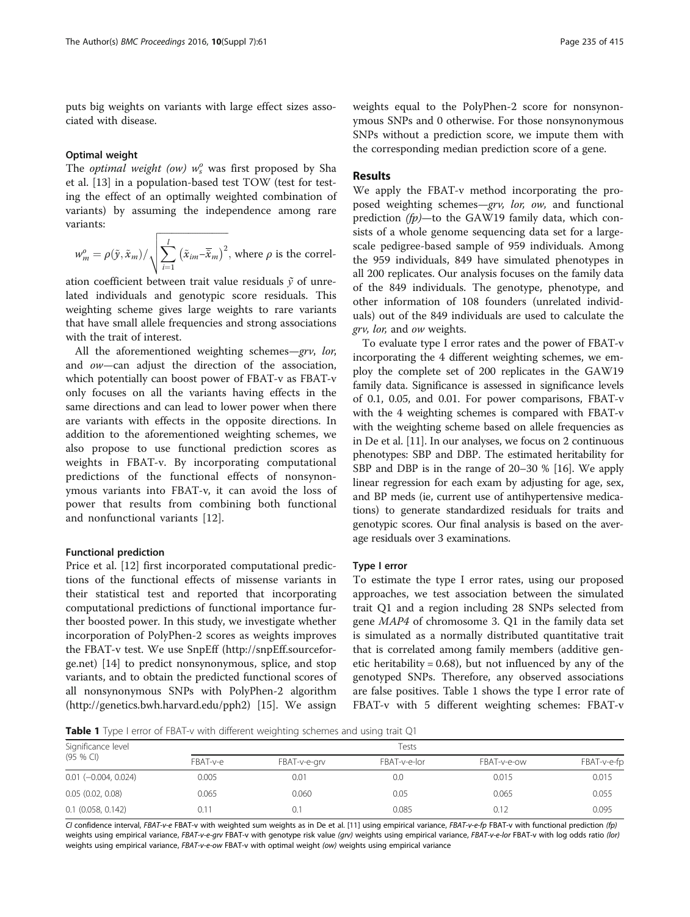puts big weights on variants with large effect sizes associated with disease.

### Optimal weight

The *optimal weight (ow)* $w_s^o$ was first proposed by Sha et al. [13] in a population-based test TOW (test for testing the effect of an optimally weighted combination of variants) by assuming the independence among rare variants:

$w_m^o = \rho(\tilde{y}, \tilde{x}_m) / \sqrt{\sum_{i=1}^{l} \left(\tilde{x}_{im} - \bar{\tilde{x}}_m\right)^2}$, where $\rho$ is the correlation coefficient between trait value residuals $\tilde{y}$ of unrelated individuals and genotypic score residuals. This weighting scheme gives large weights to rare variants that have small allele frequencies and strong associations with the trait of interest.

All the aforementioned weighting schemes—*grv*, *lor*, and *ow*—can adjust the direction of the association, which potentially can boost power of FBAT-v as FBAT-v only focuses on all the variants having effects in the same directions and can lead to lower power when there are variants with effects in the opposite directions. In addition to the aforementioned weighting schemes, we also propose to use functional prediction scores as weights in FBAT-v. By incorporating computational predictions of the functional effects of nonsynonymous variants into FBAT-v, it can avoid the loss of power that results from combining both functional and nonfunctional variants [12].

### Functional prediction

Price et al. [12] first incorporated computational predictions of the functional effects of missense variants in their statistical test and reported that incorporating computational predictions of functional importance further boosted power. In this study, we investigate whether incorporation of PolyPhen-2 scores as weights improves the FBAT-v test. We use SnpEff (http://snpEff.sourceforge.net) [14] to predict nonsynonymous, splice, and stop variants, and to obtain the predicted functional scores of all nonsynonymous SNPs with PolyPhen-2 algorithm (http://genetics.bwh.harvard.edu/pph2) [15]. We assign weights equal to the PolyPhen-2 score for nonsynonymous SNPs and 0 otherwise. For those nonsynonymous SNPs without a prediction score, we impute them with the corresponding median prediction score of a gene.

## Results

We apply the FBAT-v method incorporating the proposed weighting schemes—*grv, lor, ow,* and functional prediction *(fp)*—to the GAW19 family data, which consists of a whole genome sequencing data set for a large-scale pedigree-based sample of 959 individuals. Among the 959 individuals, 849 have simulated phenotypes in all 200 replicates. Our analysis focuses on the family data of the 849 individuals. The genotype, phenotype, and other information of 108 founders (unrelated individuals) out of the 849 individuals are used to calculate the *grv, lor,* and *ow* weights.

To evaluate type I error rates and the power of FBAT-v incorporating the 4 different weighting schemes, we employ the complete set of 200 replicates in the GAW19 family data. Significance is assessed in significance levels of 0.1, 0.05, and 0.01. For power comparisons, FBAT-v with the 4 weighting schemes is compared with FBAT-v with the weighting scheme based on allele frequencies as in De et al. [11]. In our analyses, we focus on 2 continuous phenotypes: SBP and DBP. The estimated heritability for SBP and DBP is in the range of 20–30 % [16]. We apply linear regression for each exam by adjusting for age, sex, and BP meds (ie, current use of antihypertensive medications) to generate standardized residuals for traits and genotypic scores. Our final analysis is based on the average residuals over 3 examinations.

### Type I error

To estimate the type I error rates, using our proposed approaches, we test association between the simulated trait Q1 and a region including 28 SNPs selected from gene *MAP4* of chromosome 3. Q1 in the family data set is simulated as a normally distributed quantitative trait that is correlated among family members (additive genetic heritability = 0.68), but not influenced by any of the genotyped SNPs. Therefore, any observed associations are false positives. Table 1 shows the type I error rate of FBAT-v with 5 different weighting schemes: FBAT-v

**Table 1** Type I error of FBAT-v with different weighting schemes and using trait Q1

| Significance level (95 % CI) | Tests | | | | |
|---|---|---|---|---|---|
| | FBAT-v-e | FBAT-v-e-grv | FBAT-v-e-lor | FBAT-v-e-ow | FBAT-v-e-fp |
| 0.01 (−0.004, 0.024) | 0.005 | 0.01 | 0.0 | 0.015 | 0.015 |
| 0.05 (0.02, 0.08) | 0.065 | 0.060 | 0.05 | 0.065 | 0.055 |
| 0.1 (0.058, 0.142) | 0.11 | 0.1 | 0.085 | 0.12 | 0.095 |

*CI* confidence interval, *FBAT-v-e* FBAT-v with weighted sum weights as in De et al. [11] using empirical variance, *FBAT-v-e-fp* FBAT-v with functional prediction *(fp)* weights using empirical variance, *FBAT-v-e-grv* FBAT-v with genotype risk value *(grv)* weights using empirical variance, *FBAT-v-e-lor* FBAT-v with log odds ratio *(lor)* weights using empirical variance, *FBAT-v-e-ow* FBAT-v with optimal weight *(ow)* weights using empirical variance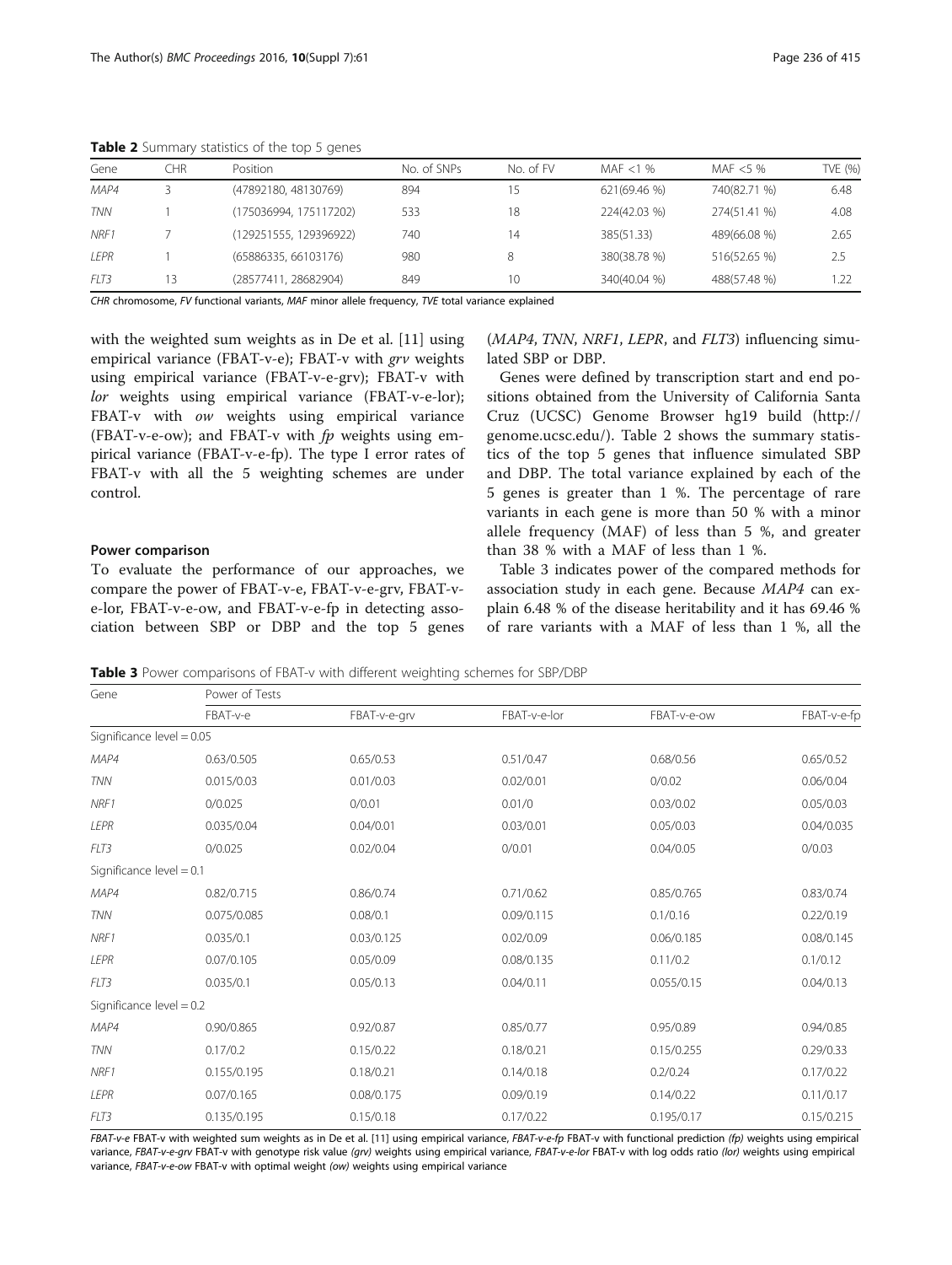**Table 2** Summary statistics of the top 5 genes

| Gene | CHR | Position | No. of SNPs | No. of FV | MAF <1 % | MAF <5 % | TVE (%) |
|---|---|---|---|---|---|---|---|
| *MAP4* | 3 | (47892180, 48130769) | 894 | 15 | 621(69.46 %) | 740(82.71 %) | 6.48 |
| *TNN* | 1 | (175036994, 175117202) | 533 | 18 | 224(42.03 %) | 274(51.41 %) | 4.08 |
| *NRF1* | 7 | (129251555, 129396922) | 740 | 14 | 385(51.33) | 489(66.08 %) | 2.65 |
| *LEPR* | 1 | (65886335, 66103176) | 980 | 8 | 380(38.78 %) | 516(52.65 %) | 2.5 |
| *FLT3* | 13 | (28577411, 28682904) | 849 | 10 | 340(40.04 %) | 488(57.48 %) | 1.22 |

*CHR* chromosome, *FV* functional variants, *MAF* minor allele frequency, *TVE* total variance explained

with the weighted sum weights as in De et al. [11] using empirical variance (FBAT-v-e); FBAT-v with *grv* weights using empirical variance (FBAT-v-e-grv); FBAT-v with *lor* weights using empirical variance (FBAT-v-e-lor); FBAT-v with *ow* weights using empirical variance (FBAT-v-e-ow); and FBAT-v with *fp* weights using empirical variance (FBAT-v-e-fp). The type I error rates of FBAT-v with all the 5 weighting schemes are under control.

#### Power comparison

To evaluate the performance of our approaches, we compare the power of FBAT-v-e, FBAT-v-e-grv, FBAT-v-e-lor, FBAT-v-e-ow, and FBAT-v-e-fp in detecting association between SBP or DBP and the top 5 genes (*MAP4*, *TNN*, *NRF1*, *LEPR*, and *FLT3*) influencing simulated SBP or DBP.

Genes were defined by transcription start and end positions obtained from the University of California Santa Cruz (UCSC) Genome Browser hg19 build (http://genome.ucsc.edu/). Table 2 shows the summary statistics of the top 5 genes that influence simulated SBP and DBP. The total variance explained by each of the 5 genes is greater than 1 %. The percentage of rare variants in each gene is more than 50 % with a minor allele frequency (MAF) of less than 5 %, and greater than 38 % with a MAF of less than 1 %.

Table 3 indicates power of the compared methods for association study in each gene. Because *MAP4* can explain 6.48 % of the disease heritability and it has 69.46 % of rare variants with a MAF of less than 1 %, all the

**Table 3** Power comparisons of FBAT-v with different weighting schemes for SBP/DBP

| Gene | Power of Tests | | | | |
|---|---|---|---|---|---|
| | FBAT-v-e | FBAT-v-e-grv | FBAT-v-e-lor | FBAT-v-e-ow | FBAT-v-e-fp |
| Significance level = 0.05 | | | | | |
| *MAP4* | 0.63/0.505 | 0.65/0.53 | 0.51/0.47 | 0.68/0.56 | 0.65/0.52 |
| *TNN* | 0.015/0.03 | 0.01/0.03 | 0.02/0.01 | 0/0.02 | 0.06/0.04 |
| *NRF1* | 0/0.025 | 0/0.01 | 0.01/0 | 0.03/0.02 | 0.05/0.03 |
| *LEPR* | 0.035/0.04 | 0.04/0.01 | 0.03/0.01 | 0.05/0.03 | 0.04/0.035 |
| *FLT3* | 0/0.025 | 0.02/0.04 | 0/0.01 | 0.04/0.05 | 0/0.03 |
| Significance level = 0.1 | | | | | |
| *MAP4* | 0.82/0.715 | 0.86/0.74 | 0.71/0.62 | 0.85/0.765 | 0.83/0.74 |
| *TNN* | 0.075/0.085 | 0.08/0.1 | 0.09/0.115 | 0.1/0.16 | 0.22/0.19 |
| *NRF1* | 0.035/0.1 | 0.03/0.125 | 0.02/0.09 | 0.06/0.185 | 0.08/0.145 |
| *LEPR* | 0.07/0.105 | 0.05/0.09 | 0.08/0.135 | 0.11/0.2 | 0.1/0.12 |
| *FLT3* | 0.035/0.1 | 0.05/0.13 | 0.04/0.11 | 0.055/0.15 | 0.04/0.13 |
| Significance level = 0.2 | | | | | |
| *MAP4* | 0.90/0.865 | 0.92/0.87 | 0.85/0.77 | 0.95/0.89 | 0.94/0.85 |
| *TNN* | 0.17/0.2 | 0.15/0.22 | 0.18/0.21 | 0.15/0.255 | 0.29/0.33 |
| *NRF1* | 0.155/0.195 | 0.18/0.21 | 0.14/0.18 | 0.2/0.24 | 0.17/0.22 |
| *LEPR* | 0.07/0.165 | 0.08/0.175 | 0.09/0.19 | 0.14/0.22 | 0.11/0.17 |
| *FLT3* | 0.135/0.195 | 0.15/0.18 | 0.17/0.22 | 0.195/0.17 | 0.15/0.215 |

*FBAT-v-e* FBAT-v with weighted sum weights as in De et al. [11] using empirical variance, *FBAT-v-e-fp* FBAT-v with functional prediction *(fp)* weights using empirical variance, *FBAT-v-e-grv* FBAT-v with genotype risk value *(grv)* weights using empirical variance, *FBAT-v-e-lor* FBAT-v with log odds ratio *(lor)* weights using empirical variance, *FBAT-v-e-ow* FBAT-v with optimal weight *(ow)* weights using empirical variance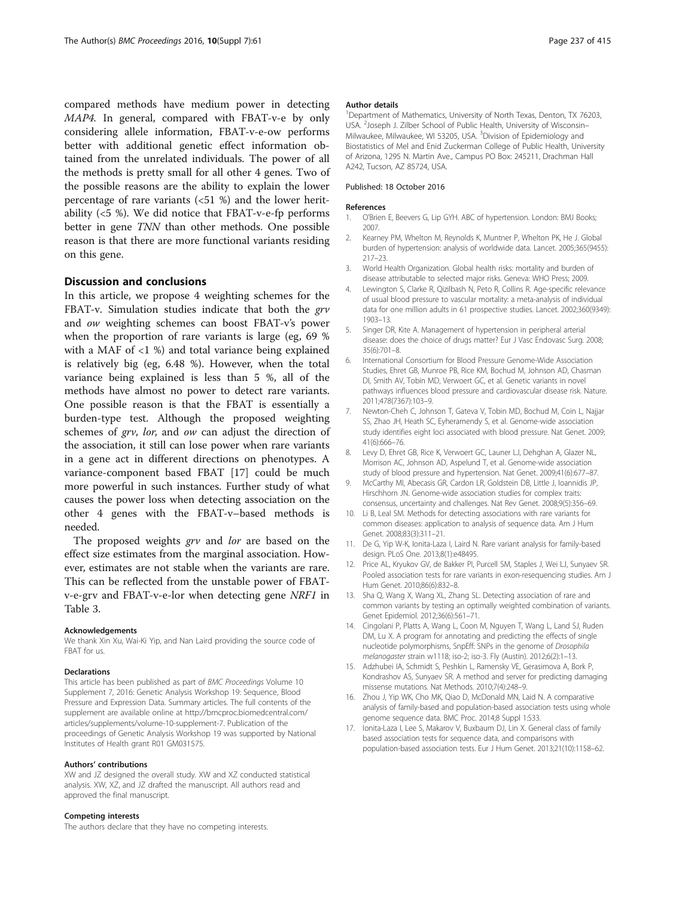compared methods have medium power in detecting *MAP4*. In general, compared with FBAT-v-e by only considering allele information, FBAT-v-e-ow performs better with additional genetic effect information obtained from the unrelated individuals. The power of all the methods is pretty small for all other 4 genes. Two of the possible reasons are the ability to explain the lower percentage of rare variants (<51 %) and the lower heritability (<5 %). We did notice that FBAT-v-e-fp performs better in gene *TNN* than other methods. One possible reason is that there are more functional variants residing on this gene.

## Discussion and conclusions

In this article, we propose 4 weighting schemes for the FBAT-v. Simulation studies indicate that both the *grv* and *ow* weighting schemes can boost FBAT-v's power when the proportion of rare variants is large (eg, 69 % with a MAF of <1 %) and total variance being explained is relatively big (eg, 6.48 %). However, when the total variance being explained is less than 5 %, all of the methods have almost no power to detect rare variants. One possible reason is that the FBAT is essentially a burden-type test. Although the proposed weighting schemes of *grv*, *lor*, and *ow* can adjust the direction of the association, it still can lose power when rare variants in a gene act in different directions on phenotypes. A variance-component based FBAT [17] could be much more powerful in such instances. Further study of what causes the power loss when detecting association on the other 4 genes with the FBAT-v–based methods is needed.

The proposed weights *grv* and *lor* are based on the effect size estimates from the marginal association. However, estimates are not stable when the variants are rare. This can be reflected from the unstable power of FBAT-v-e-grv and FBAT-v-e-lor when detecting gene *NRF1* in Table 3.

#### Acknowledgements

We thank Xin Xu, Wai-Ki Yip, and Nan Laird providing the source code of FBAT for us.

#### Declarations

This article has been published as part of *BMC Proceedings* Volume 10 Supplement 7, 2016: Genetic Analysis Workshop 19: Sequence, Blood Pressure and Expression Data. Summary articles. The full contents of the supplement are available online at http://bmcproc.biomedcentral.com/articles/supplements/volume-10-supplement-7. Publication of the proceedings of Genetic Analysis Workshop 19 was supported by National Institutes of Health grant R01 GM031575.

#### Authors' contributions

XW and JZ designed the overall study. XW and XZ conducted statistical analysis. XW, XZ, and JZ drafted the manuscript. All authors read and approved the final manuscript.

#### Competing interests

The authors declare that they have no competing interests.

#### Author details

[1]Department of Mathematics, University of North Texas, Denton, TX 76203, USA. [2]Joseph J. Zilber School of Public Health, University of Wisconsin–Milwaukee, Milwaukee, WI 53205, USA. [3]Division of Epidemiology and Biostatistics of Mel and Enid Zuckerman College of Public Health, University of Arizona, 1295 N. Martin Ave., Campus PO Box: 245211, Drachman Hall A242, Tucson, AZ 85724, USA.

Published: 18 October 2016

#### References

1. O'Brien E, Beevers G, Lip GYH. ABC of hypertension. London: BMJ Books; 2007.
2. Kearney PM, Whelton M, Reynolds K, Muntner P, Whelton PK, He J. Global burden of hypertension: analysis of worldwide data. Lancet. 2005;365(9455):217–23.
3. World Health Organization. Global health risks: mortality and burden of disease attributable to selected major risks. Geneva: WHO Press; 2009.
4. Lewington S, Clarke R, Qizilbash N, Peto R, Collins R. Age-specific relevance of usual blood pressure to vascular mortality: a meta-analysis of individual data for one million adults in 61 prospective studies. Lancet. 2002;360(9349):1903–13.
5. Singer DR, Kite A. Management of hypertension in peripheral arterial disease: does the choice of drugs matter? Eur J Vasc Endovasc Surg. 2008;35(6):701–8.
6. International Consortium for Blood Pressure Genome-Wide Association Studies, Ehret GB, Munroe PB, Rice KM, Bochud M, Johnson AD, Chasman DI, Smith AV, Tobin MD, Verwoert GC, et al. Genetic variants in novel pathways influences blood pressure and cardiovascular disease risk. Nature. 2011;478(7367):103–9.
7. Newton-Cheh C, Johnson T, Gateva V, Tobin MD, Bochud M, Coin L, Najjar SS, Zhao JH, Heath SC, Eyheramendy S, et al. Genome-wide association study identifies eight loci associated with blood pressure. Nat Genet. 2009;41(6):666–76.
8. Levy D, Ehret GB, Rice K, Verwoert GC, Launer LJ, Dehghan A, Glazer NL, Morrison AC, Johnson AD, Aspelund T, et al. Genome-wide association study of blood pressure and hypertension. Nat Genet. 2009;41(6):677–87.
9. McCarthy MI, Abecasis GR, Cardon LR, Goldstein DB, Little J, Ioannidis JP, Hirschhorn JN. Genome-wide association studies for complex traits: consensus, uncertainty and challenges. Nat Rev Genet. 2008;9(5):356–69.
10. Li B, Leal SM. Methods for detecting associations with rare variants for common diseases: application to analysis of sequence data. Am J Hum Genet. 2008;83(3):311–21.
11. De G, Yip W-K, Ionita-Laza I, Laird N. Rare variant analysis for family-based design. PLoS One. 2013;8(1):e48495.
12. Price AL, Kryukov GV, de Bakker PI, Purcell SM, Staples J, Wei LJ, Sunyaev SR. Pooled association tests for rare variants in exon-resequencing studies. Am J Hum Genet. 2010;86(6):832–8.
13. Sha Q, Wang X, Wang XL, Zhang SL. Detecting association of rare and common variants by testing an optimally weighted combination of variants. Genet Epidemiol. 2012;36(6):561–71.
14. Cingolani P, Platts A, Wang L, Coon M, Nguyen T, Wang L, Land SJ, Ruden DM, Lu X. A program for annotating and predicting the effects of single nucleotide polymorphisms, SnpEff: SNPs in the genome of *Drosophila melanogaster* strain w1118; iso-2; iso-3. Fly (Austin). 2012;6(2):1–13.
15. Adzhubei IA, Schmidt S, Peshkin L, Ramensky VE, Gerasimova A, Bork P, Kondrashov AS, Sunyaev SR. A method and server for predicting damaging missense mutations. Nat Methods. 2010;7(4):248–9.
16. Zhou J, Yip WK, Cho MK, Qiao D, McDonald MN, Laid N. A comparative analysis of family-based and population-based association tests using whole genome sequence data. BMC Proc. 2014;8 Suppl 1:S33.
17. Ionita-Laza I, Lee S, Makarov V, Buxbaum DJ, Lin X. General class of family based association tests for sequence data, and comparisons with population-based association tests. Eur J Hum Genet. 2013;21(10):1158–62.